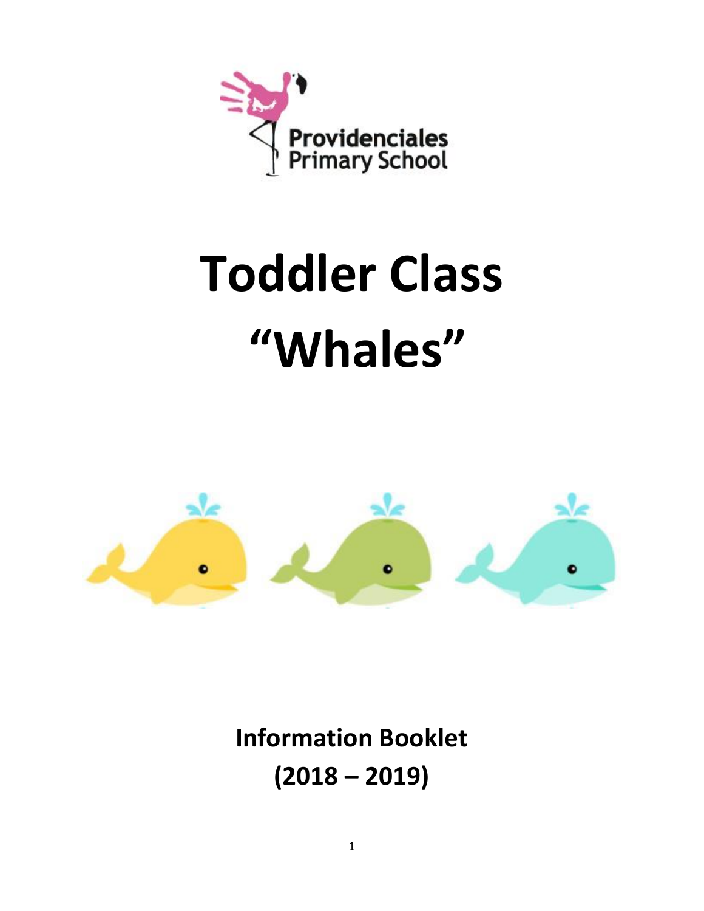Providenciales Primary School

# Toddler Class "Whales"

**Information Booklet**
**(2018 – 2019)**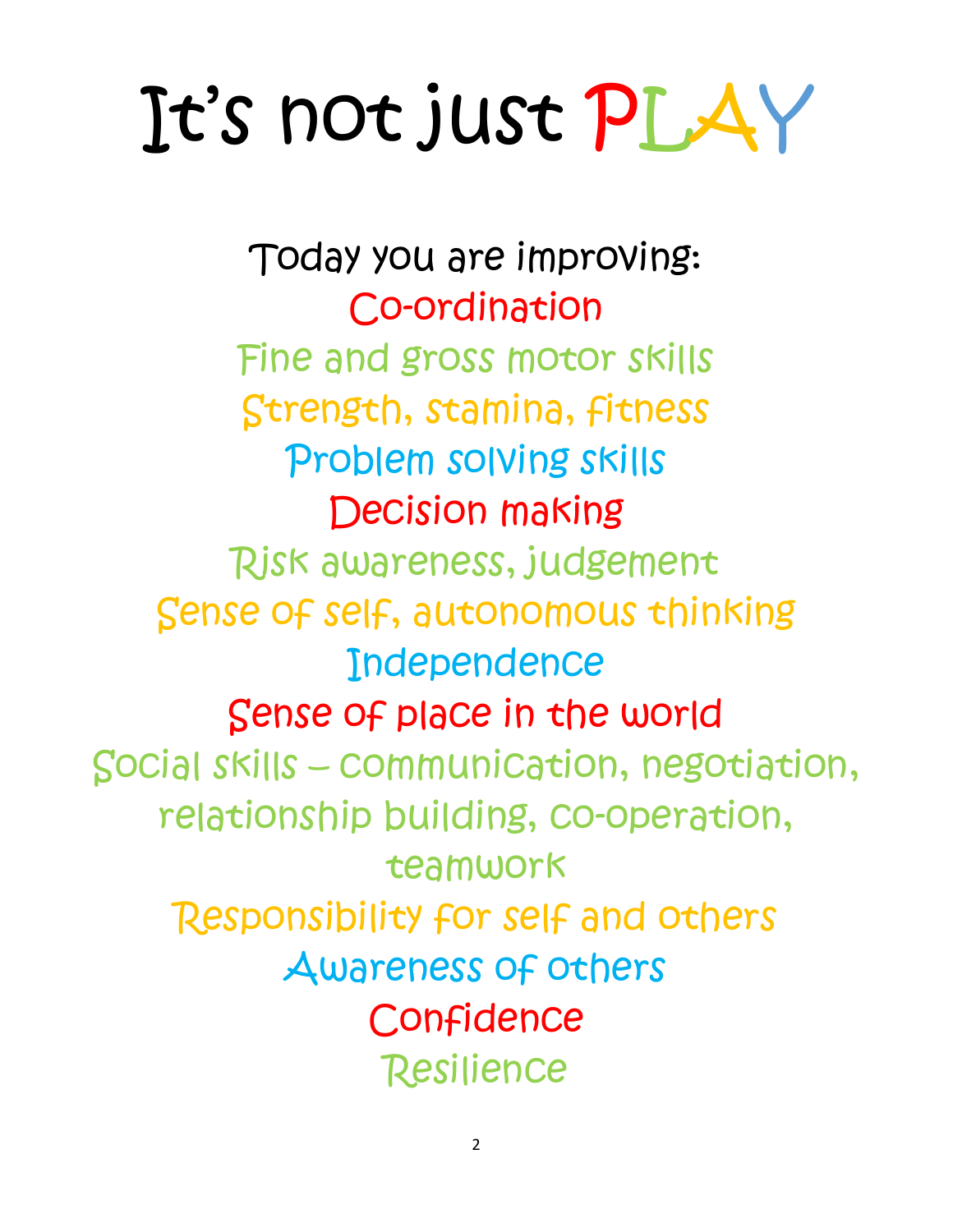# It's not just PLAY

Today you are improving:

Co-ordination

Fine and gross motor skills

Strength, stamina, fitness

Problem solving skills

Decision making

Risk awareness, judgement

Sense of self, autonomous thinking

Independence

Sense of place in the world

Social skills – communication, negotiation, relationship building, co-operation, teamwork

Responsibility for self and others

Awareness of others

Confidence

Resilience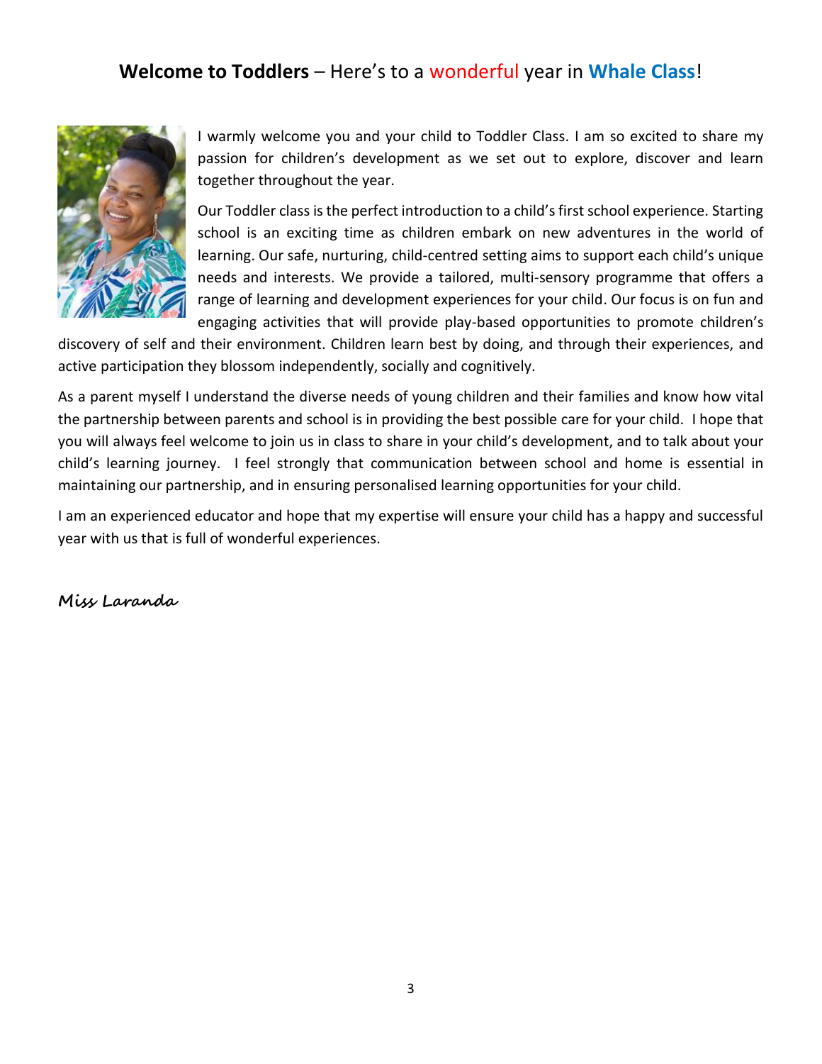## **Welcome to Toddlers** – Here's to a wonderful year in **Whale Class**!

I warmly welcome you and your child to Toddler Class. I am so excited to share my passion for children's development as we set out to explore, discover and learn together throughout the year.

Our Toddler class is the perfect introduction to a child's first school experience. Starting school is an exciting time as children embark on new adventures in the world of learning. Our safe, nurturing, child-centred setting aims to support each child's unique needs and interests. We provide a tailored, multi-sensory programme that offers a range of learning and development experiences for your child. Our focus is on fun and engaging activities that will provide play-based opportunities to promote children's discovery of self and their environment. Children learn best by doing, and through their experiences, and active participation they blossom independently, socially and cognitively.

As a parent myself I understand the diverse needs of young children and their families and know how vital the partnership between parents and school is in providing the best possible care for your child. I hope that you will always feel welcome to join us in class to share in your child's development, and to talk about your child's learning journey. I feel strongly that communication between school and home is essential in maintaining our partnership, and in ensuring personalised learning opportunities for your child.

I am an experienced educator and hope that my expertise will ensure your child has a happy and successful year with us that is full of wonderful experiences.

**Miss Laranda**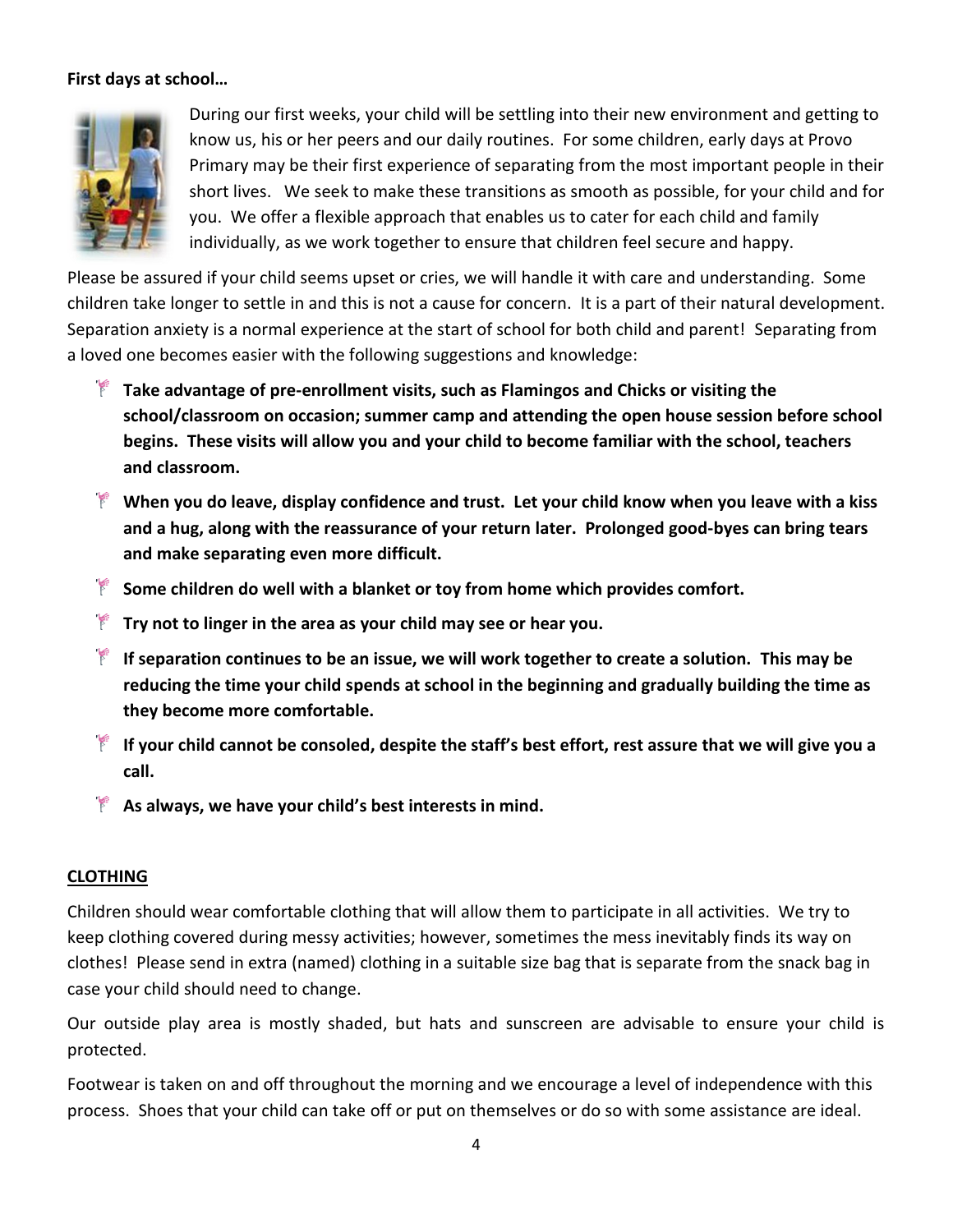**First days at school…**

During our first weeks, your child will be settling into their new environment and getting to know us, his or her peers and our daily routines. For some children, early days at Provo Primary may be their first experience of separating from the most important people in their short lives. We seek to make these transitions as smooth as possible, for your child and for you. We offer a flexible approach that enables us to cater for each child and family individually, as we work together to ensure that children feel secure and happy.

Please be assured if your child seems upset or cries, we will handle it with care and understanding. Some children take longer to settle in and this is not a cause for concern. It is a part of their natural development. Separation anxiety is a normal experience at the start of school for both child and parent! Separating from a loved one becomes easier with the following suggestions and knowledge:

- **Take advantage of pre-enrollment visits, such as Flamingos and Chicks or visiting the school/classroom on occasion; summer camp and attending the open house session before school begins. These visits will allow you and your child to become familiar with the school, teachers and classroom.**
- **When you do leave, display confidence and trust. Let your child know when you leave with a kiss and a hug, along with the reassurance of your return later. Prolonged good-byes can bring tears and make separating even more difficult.**
- **Some children do well with a blanket or toy from home which provides comfort.**
- **Try not to linger in the area as your child may see or hear you.**
- **If separation continues to be an issue, we will work together to create a solution. This may be reducing the time your child spends at school in the beginning and gradually building the time as they become more comfortable.**
- **If your child cannot be consoled, despite the staff's best effort, rest assure that we will give you a call.**
- **As always, we have your child's best interests in mind.**

## CLOTHING

Children should wear comfortable clothing that will allow them to participate in all activities. We try to keep clothing covered during messy activities; however, sometimes the mess inevitably finds its way on clothes! Please send in extra (named) clothing in a suitable size bag that is separate from the snack bag in case your child should need to change.

Our outside play area is mostly shaded, but hats and sunscreen are advisable to ensure your child is protected.

Footwear is taken on and off throughout the morning and we encourage a level of independence with this process. Shoes that your child can take off or put on themselves or do so with some assistance are ideal.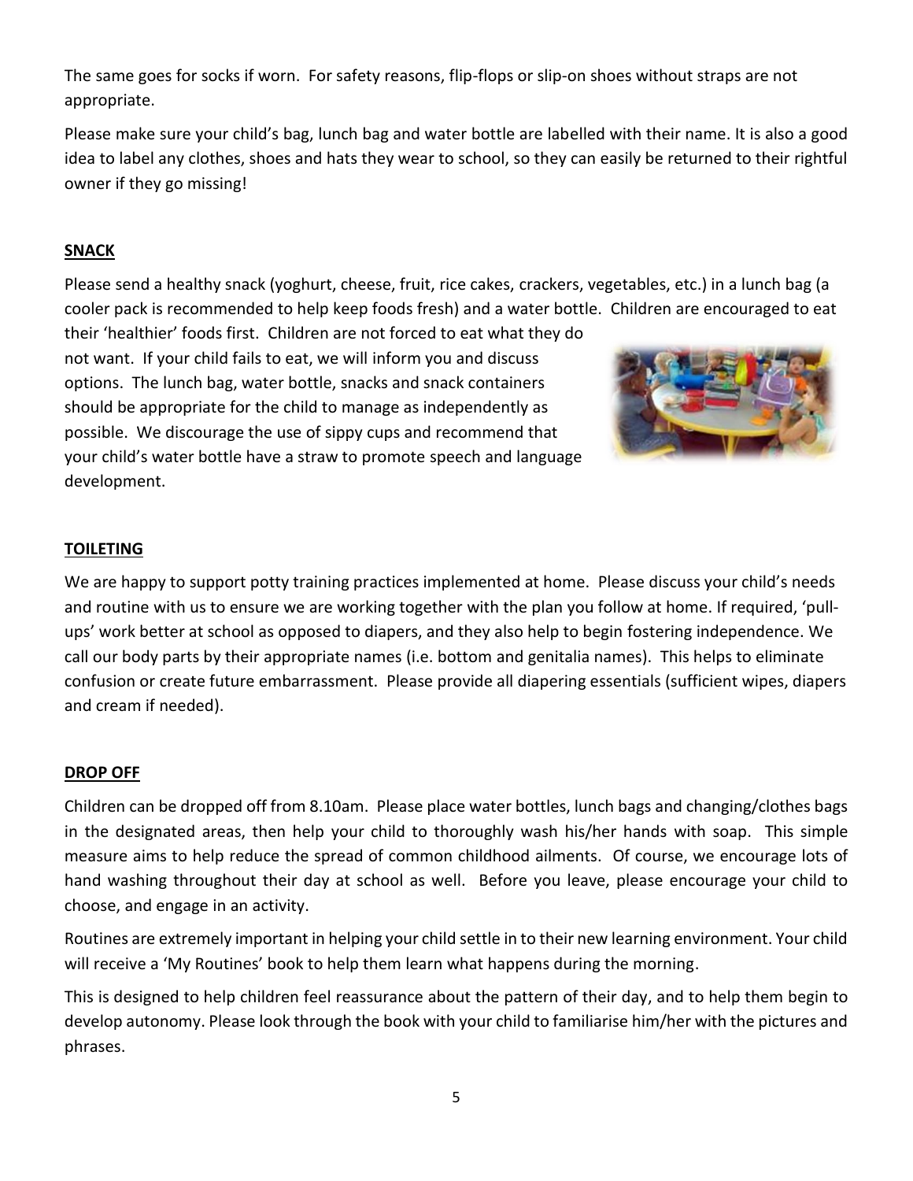The same goes for socks if worn. For safety reasons, flip-flops or slip-on shoes without straps are not appropriate.

Please make sure your child's bag, lunch bag and water bottle are labelled with their name. It is also a good idea to label any clothes, shoes and hats they wear to school, so they can easily be returned to their rightful owner if they go missing!

## SNACK

Please send a healthy snack (yoghurt, cheese, fruit, rice cakes, crackers, vegetables, etc.) in a lunch bag (a cooler pack is recommended to help keep foods fresh) and a water bottle. Children are encouraged to eat their 'healthier' foods first. Children are not forced to eat what they do not want. If your child fails to eat, we will inform you and discuss options. The lunch bag, water bottle, snacks and snack containers should be appropriate for the child to manage as independently as possible. We discourage the use of sippy cups and recommend that your child's water bottle have a straw to promote speech and language development.

## TOILETING

We are happy to support potty training practices implemented at home. Please discuss your child's needs and routine with us to ensure we are working together with the plan you follow at home. If required, 'pull-ups' work better at school as opposed to diapers, and they also help to begin fostering independence. We call our body parts by their appropriate names (i.e. bottom and genitalia names). This helps to eliminate confusion or create future embarrassment. Please provide all diapering essentials (sufficient wipes, diapers and cream if needed).

## DROP OFF

Children can be dropped off from 8.10am. Please place water bottles, lunch bags and changing/clothes bags in the designated areas, then help your child to thoroughly wash his/her hands with soap. This simple measure aims to help reduce the spread of common childhood ailments. Of course, we encourage lots of hand washing throughout their day at school as well. Before you leave, please encourage your child to choose, and engage in an activity.

Routines are extremely important in helping your child settle in to their new learning environment. Your child will receive a 'My Routines' book to help them learn what happens during the morning.

This is designed to help children feel reassurance about the pattern of their day, and to help them begin to develop autonomy. Please look through the book with your child to familiarise him/her with the pictures and phrases.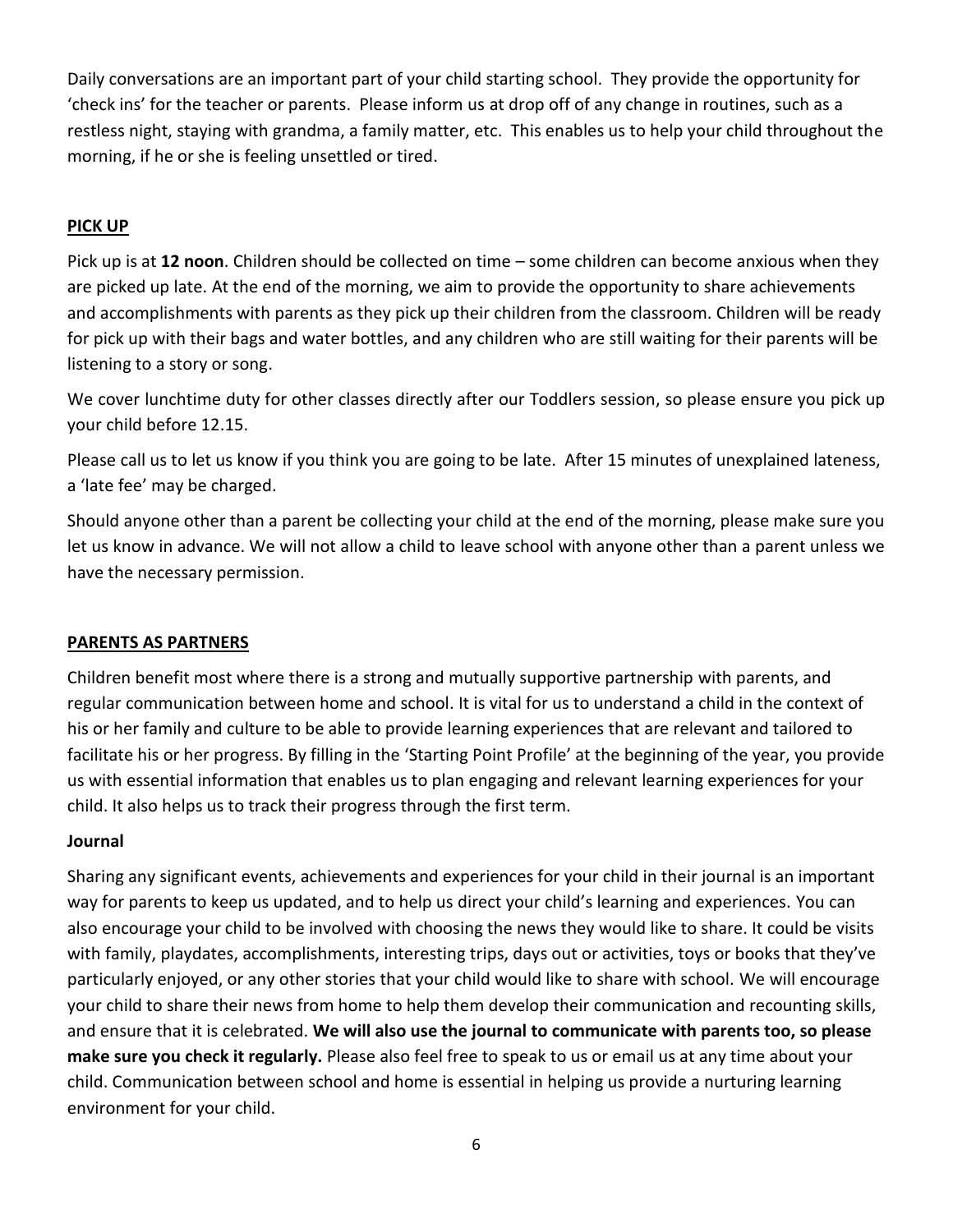Daily conversations are an important part of your child starting school. They provide the opportunity for 'check ins' for the teacher or parents. Please inform us at drop off of any change in routines, such as a restless night, staying with grandma, a family matter, etc. This enables us to help your child throughout the morning, if he or she is feeling unsettled or tired.

## PICK UP

Pick up is at **12 noon**. Children should be collected on time – some children can become anxious when they are picked up late. At the end of the morning, we aim to provide the opportunity to share achievements and accomplishments with parents as they pick up their children from the classroom. Children will be ready for pick up with their bags and water bottles, and any children who are still waiting for their parents will be listening to a story or song.

We cover lunchtime duty for other classes directly after our Toddlers session, so please ensure you pick up your child before 12.15.

Please call us to let us know if you think you are going to be late. After 15 minutes of unexplained lateness, a 'late fee' may be charged.

Should anyone other than a parent be collecting your child at the end of the morning, please make sure you let us know in advance. We will not allow a child to leave school with anyone other than a parent unless we have the necessary permission.

## PARENTS AS PARTNERS

Children benefit most where there is a strong and mutually supportive partnership with parents, and regular communication between home and school. It is vital for us to understand a child in the context of his or her family and culture to be able to provide learning experiences that are relevant and tailored to facilitate his or her progress. By filling in the 'Starting Point Profile' at the beginning of the year, you provide us with essential information that enables us to plan engaging and relevant learning experiences for your child. It also helps us to track their progress through the first term.

### Journal

Sharing any significant events, achievements and experiences for your child in their journal is an important way for parents to keep us updated, and to help us direct your child's learning and experiences. You can also encourage your child to be involved with choosing the news they would like to share. It could be visits with family, playdates, accomplishments, interesting trips, days out or activities, toys or books that they've particularly enjoyed, or any other stories that your child would like to share with school. We will encourage your child to share their news from home to help them develop their communication and recounting skills, and ensure that it is celebrated. **We will also use the journal to communicate with parents too, so please make sure you check it regularly.** Please also feel free to speak to us or email us at any time about your child. Communication between school and home is essential in helping us provide a nurturing learning environment for your child.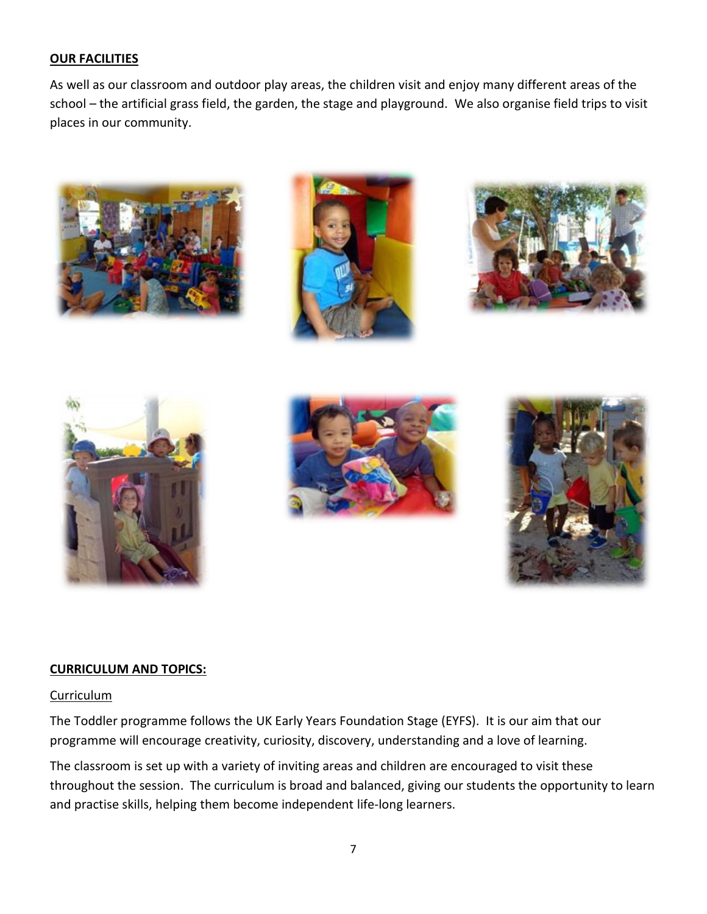**OUR FACILITIES**

As well as our classroom and outdoor play areas, the children visit and enjoy many different areas of the school – the artificial grass field, the garden, the stage and playground.  We also organise field trips to visit places in our community.

**CURRICULUM AND TOPICS:**

Curriculum

The Toddler programme follows the UK Early Years Foundation Stage (EYFS).  It is our aim that our programme will encourage creativity, curiosity, discovery, understanding and a love of learning.

The classroom is set up with a variety of inviting areas and children are encouraged to visit these throughout the session.  The curriculum is broad and balanced, giving our students the opportunity to learn and practise skills, helping them become independent life-long learners.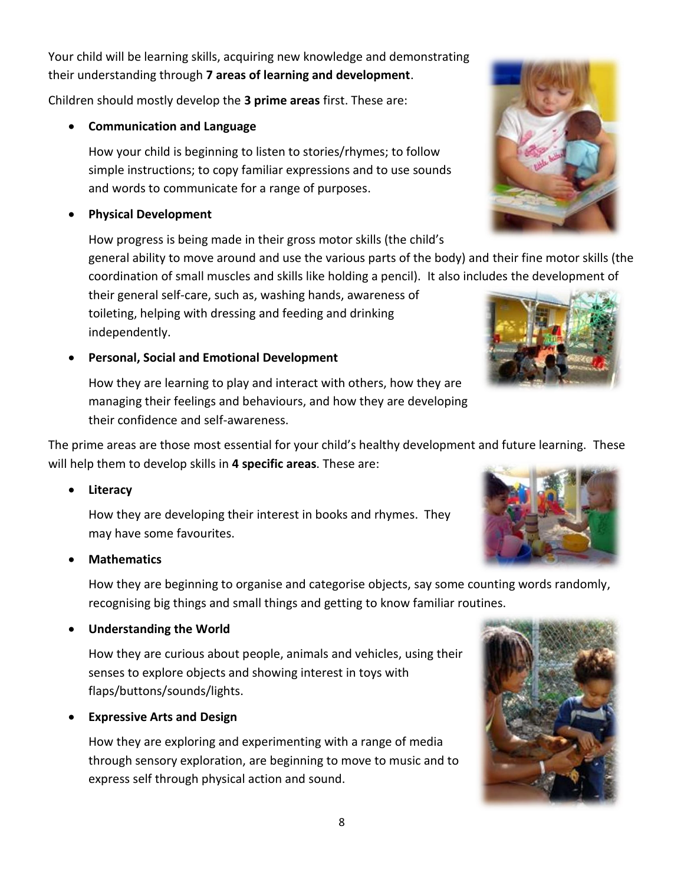Your child will be learning skills, acquiring new knowledge and demonstrating their understanding through **7 areas of learning and development**.

Children should mostly develop the **3 prime areas** first. These are:

- **Communication and Language**

  How your child is beginning to listen to stories/rhymes; to follow simple instructions; to copy familiar expressions and to use sounds and words to communicate for a range of purposes.

- **Physical Development**

  How progress is being made in their gross motor skills (the child's general ability to move around and use the various parts of the body) and their fine motor skills (the coordination of small muscles and skills like holding a pencil). It also includes the development of their general self-care, such as, washing hands, awareness of toileting, helping with dressing and feeding and drinking independently.

- **Personal, Social and Emotional Development**

  How they are learning to play and interact with others, how they are managing their feelings and behaviours, and how they are developing their confidence and self-awareness.

The prime areas are those most essential for your child's healthy development and future learning. These will help them to develop skills in **4 specific areas**. These are:

- **Literacy**

  How they are developing their interest in books and rhymes. They may have some favourites.

- **Mathematics**

  How they are beginning to organise and categorise objects, say some counting words randomly, recognising big things and small things and getting to know familiar routines.

- **Understanding the World**

  How they are curious about people, animals and vehicles, using their senses to explore objects and showing interest in toys with flaps/buttons/sounds/lights.

- **Expressive Arts and Design**

  How they are exploring and experimenting with a range of media through sensory exploration, are beginning to move to music and to express self through physical action and sound.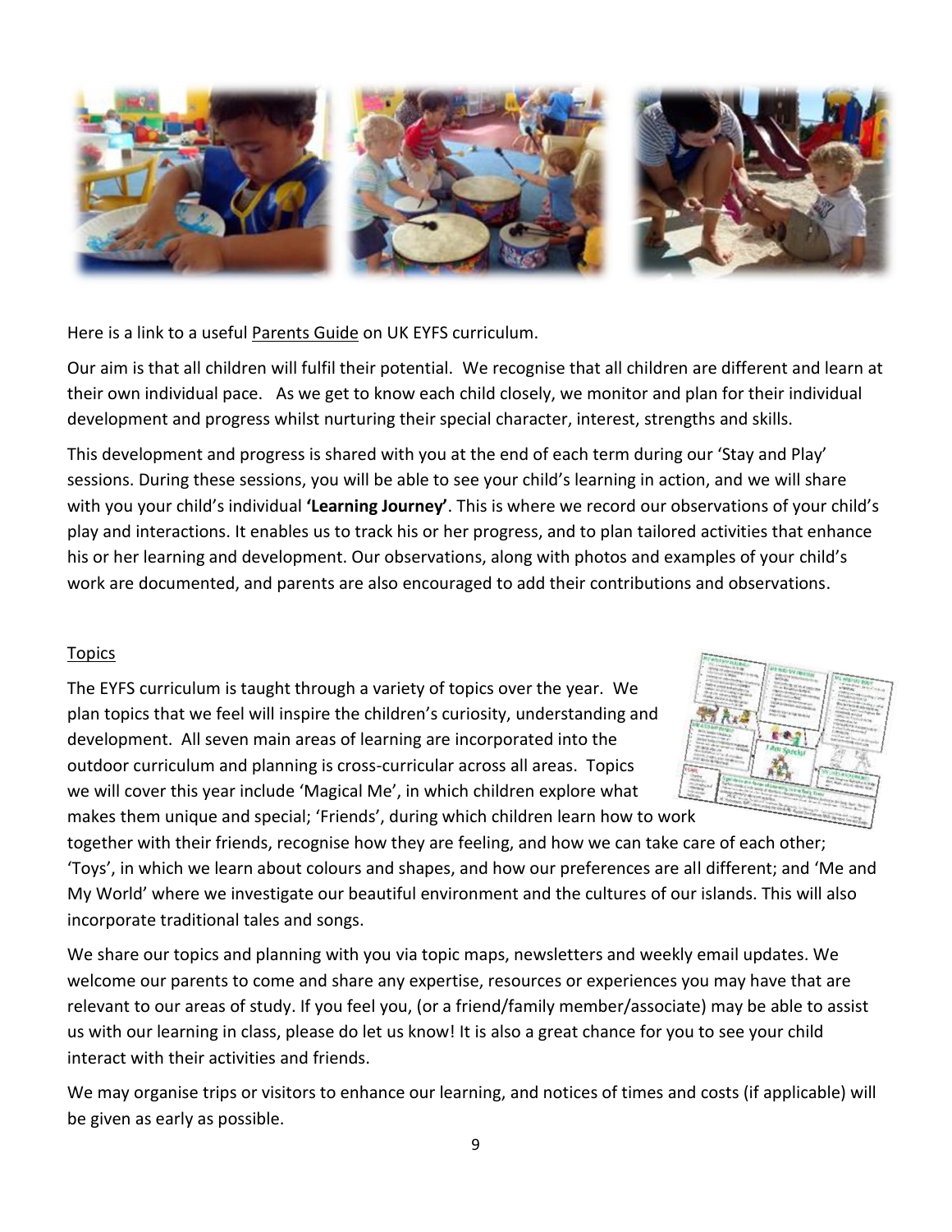Here is a link to a useful Parents Guide on UK EYFS curriculum.

Our aim is that all children will fulfil their potential. We recognise that all children are different and learn at their own individual pace. As we get to know each child closely, we monitor and plan for their individual development and progress whilst nurturing their special character, interest, strengths and skills.

This development and progress is shared with you at the end of each term during our 'Stay and Play' sessions. During these sessions, you will be able to see your child's learning in action, and we will share with you your child's individual **'Learning Journey'**. This is where we record our observations of your child's play and interactions. It enables us to track his or her progress, and to plan tailored activities that enhance his or her learning and development. Our observations, along with photos and examples of your child's work are documented, and parents are also encouraged to add their contributions and observations.

## Topics

The EYFS curriculum is taught through a variety of topics over the year. We plan topics that we feel will inspire the children's curiosity, understanding and development. All seven main areas of learning are incorporated into the outdoor curriculum and planning is cross-curricular across all areas. Topics we will cover this year include 'Magical Me', in which children explore what makes them unique and special; 'Friends', during which children learn how to work together with their friends, recognise how they are feeling, and how we can take care of each other; 'Toys', in which we learn about colours and shapes, and how our preferences are all different; and 'Me and My World' where we investigate our beautiful environment and the cultures of our islands. This will also incorporate traditional tales and songs.

We share our topics and planning with you via topic maps, newsletters and weekly email updates. We welcome our parents to come and share any expertise, resources or experiences you may have that are relevant to our areas of study. If you feel you, (or a friend/family member/associate) may be able to assist us with our learning in class, please do let us know! It is also a great chance for you to see your child interact with their activities and friends.

We may organise trips or visitors to enhance our learning, and notices of times and costs (if applicable) will be given as early as possible.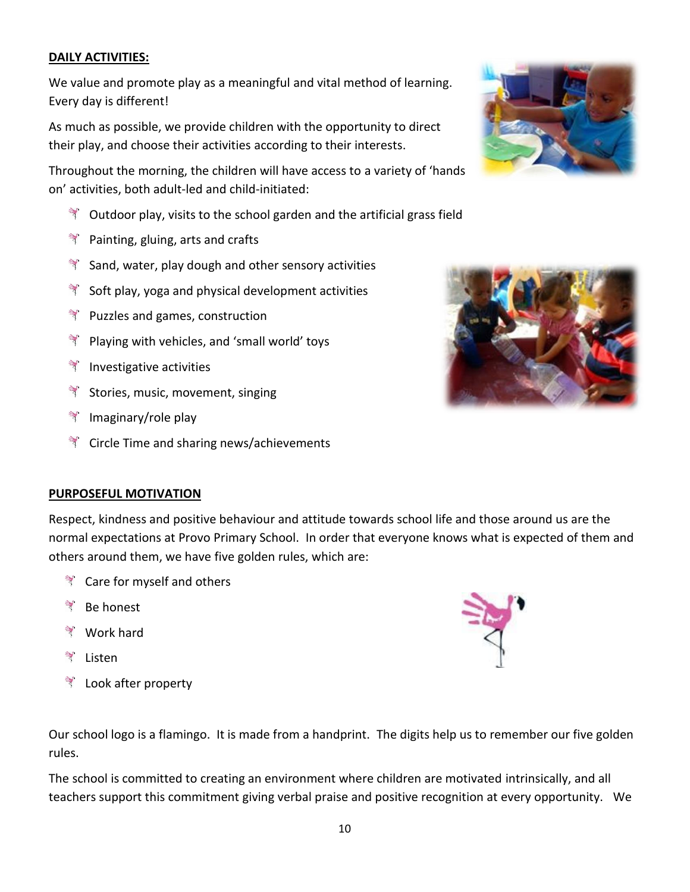**DAILY ACTIVITIES:**

We value and promote play as a meaningful and vital method of learning. Every day is different!

As much as possible, we provide children with the opportunity to direct their play, and choose their activities according to their interests.

Throughout the morning, the children will have access to a variety of 'hands on' activities, both adult-led and child-initiated:

- Outdoor play, visits to the school garden and the artificial grass field
- Painting, gluing, arts and crafts
- Sand, water, play dough and other sensory activities
- Soft play, yoga and physical development activities
- Puzzles and games, construction
- Playing with vehicles, and 'small world' toys
- Investigative activities
- Stories, music, movement, singing
- Imaginary/role play
- Circle Time and sharing news/achievements

**PURPOSEFUL MOTIVATION**

Respect, kindness and positive behaviour and attitude towards school life and those around us are the normal expectations at Provo Primary School. In order that everyone knows what is expected of them and others around them, we have five golden rules, which are:

- Care for myself and others
- Be honest
- Work hard
- Listen
- Look after property

Our school logo is a flamingo. It is made from a handprint. The digits help us to remember our five golden rules.

The school is committed to creating an environment where children are motivated intrinsically, and all teachers support this commitment giving verbal praise and positive recognition at every opportunity. We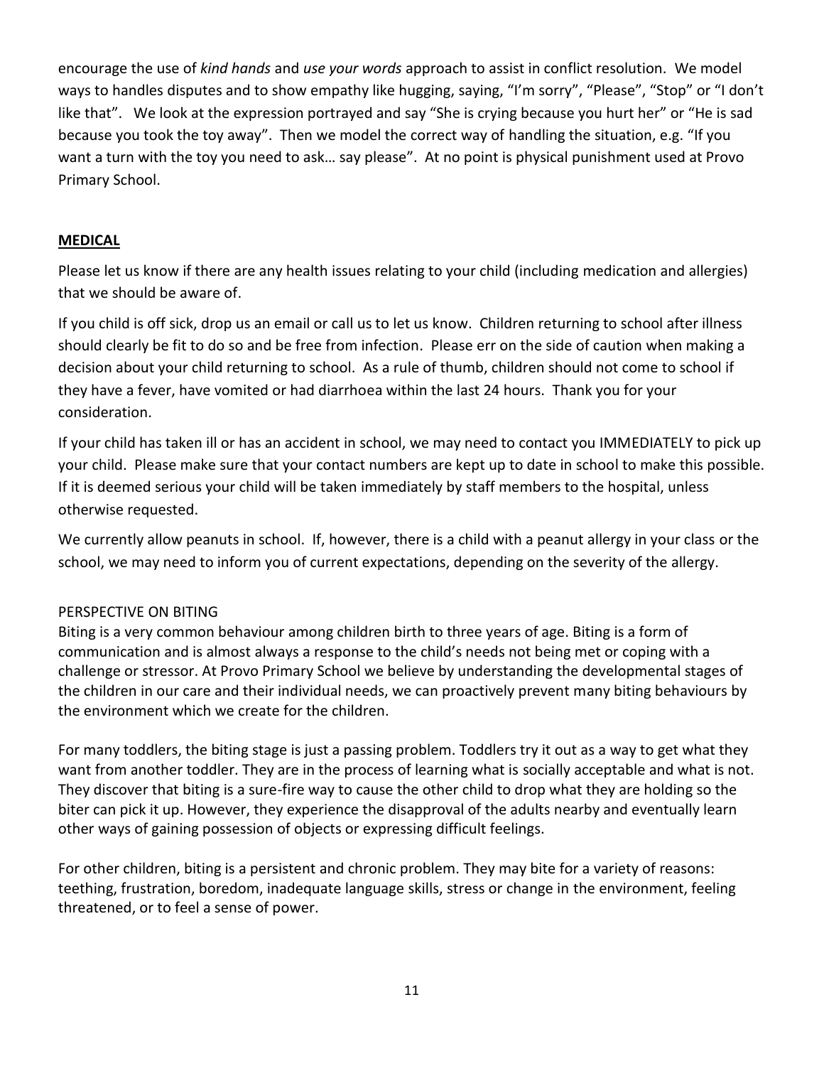encourage the use of *kind hands* and *use your words* approach to assist in conflict resolution. We model ways to handles disputes and to show empathy like hugging, saying, "I'm sorry", "Please", "Stop" or "I don't like that". We look at the expression portrayed and say "She is crying because you hurt her" or "He is sad because you took the toy away". Then we model the correct way of handling the situation, e.g. "If you want a turn with the toy you need to ask… say please". At no point is physical punishment used at Provo Primary School.

## **MEDICAL**

Please let us know if there are any health issues relating to your child (including medication and allergies) that we should be aware of.

If you child is off sick, drop us an email or call us to let us know. Children returning to school after illness should clearly be fit to do so and be free from infection. Please err on the side of caution when making a decision about your child returning to school. As a rule of thumb, children should not come to school if they have a fever, have vomited or had diarrhoea within the last 24 hours. Thank you for your consideration.

If your child has taken ill or has an accident in school, we may need to contact you IMMEDIATELY to pick up your child. Please make sure that your contact numbers are kept up to date in school to make this possible. If it is deemed serious your child will be taken immediately by staff members to the hospital, unless otherwise requested.

We currently allow peanuts in school. If, however, there is a child with a peanut allergy in your class or the school, we may need to inform you of current expectations, depending on the severity of the allergy.

### PERSPECTIVE ON BITING

Biting is a very common behaviour among children birth to three years of age. Biting is a form of communication and is almost always a response to the child's needs not being met or coping with a challenge or stressor. At Provo Primary School we believe by understanding the developmental stages of the children in our care and their individual needs, we can proactively prevent many biting behaviours by the environment which we create for the children.

For many toddlers, the biting stage is just a passing problem. Toddlers try it out as a way to get what they want from another toddler. They are in the process of learning what is socially acceptable and what is not. They discover that biting is a sure-fire way to cause the other child to drop what they are holding so the biter can pick it up. However, they experience the disapproval of the adults nearby and eventually learn other ways of gaining possession of objects or expressing difficult feelings.

For other children, biting is a persistent and chronic problem. They may bite for a variety of reasons: teething, frustration, boredom, inadequate language skills, stress or change in the environment, feeling threatened, or to feel a sense of power.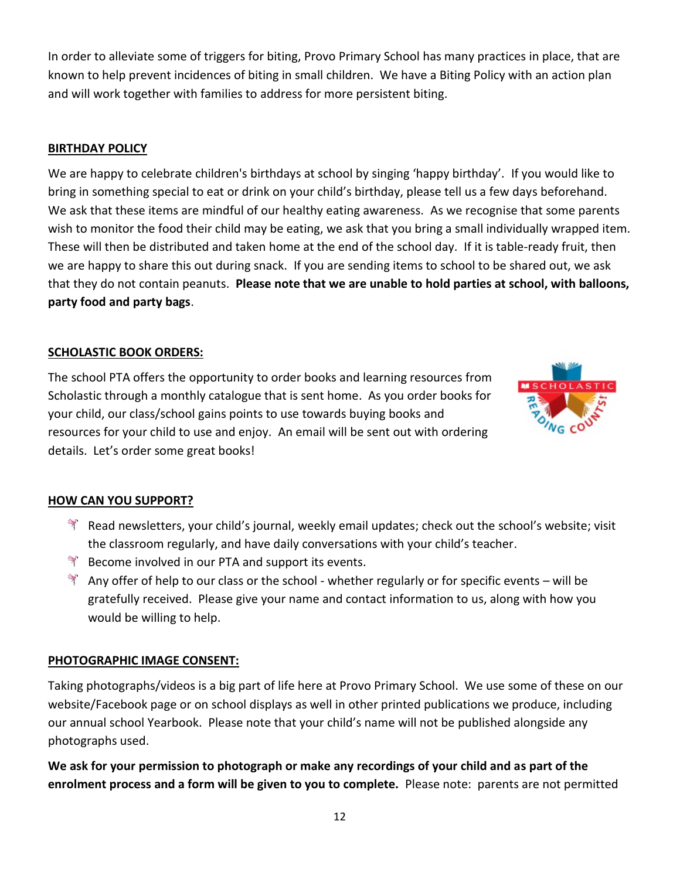In order to alleviate some of triggers for biting, Provo Primary School has many practices in place, that are known to help prevent incidences of biting in small children. We have a Biting Policy with an action plan and will work together with families to address for more persistent biting.

## BIRTHDAY POLICY

We are happy to celebrate children's birthdays at school by singing 'happy birthday'. If you would like to bring in something special to eat or drink on your child's birthday, please tell us a few days beforehand. We ask that these items are mindful of our healthy eating awareness. As we recognise that some parents wish to monitor the food their child may be eating, we ask that you bring a small individually wrapped item. These will then be distributed and taken home at the end of the school day. If it is table-ready fruit, then we are happy to share this out during snack. If you are sending items to school to be shared out, we ask that they do not contain peanuts. **Please note that we are unable to hold parties at school, with balloons, party food and party bags**.

## SCHOLASTIC BOOK ORDERS:

The school PTA offers the opportunity to order books and learning resources from Scholastic through a monthly catalogue that is sent home. As you order books for your child, our class/school gains points to use towards buying books and resources for your child to use and enjoy. An email will be sent out with ordering details. Let's order some great books!

## HOW CAN YOU SUPPORT?

- Read newsletters, your child's journal, weekly email updates; check out the school's website; visit the classroom regularly, and have daily conversations with your child's teacher.
- Become involved in our PTA and support its events.
- Any offer of help to our class or the school - whether regularly or for specific events – will be gratefully received. Please give your name and contact information to us, along with how you would be willing to help.

## PHOTOGRAPHIC IMAGE CONSENT:

Taking photographs/videos is a big part of life here at Provo Primary School. We use some of these on our website/Facebook page or on school displays as well in other printed publications we produce, including our annual school Yearbook. Please note that your child's name will not be published alongside any photographs used.

**We ask for your permission to photograph or make any recordings of your child and as part of the enrolment process and a form will be given to you to complete.** Please note: parents are not permitted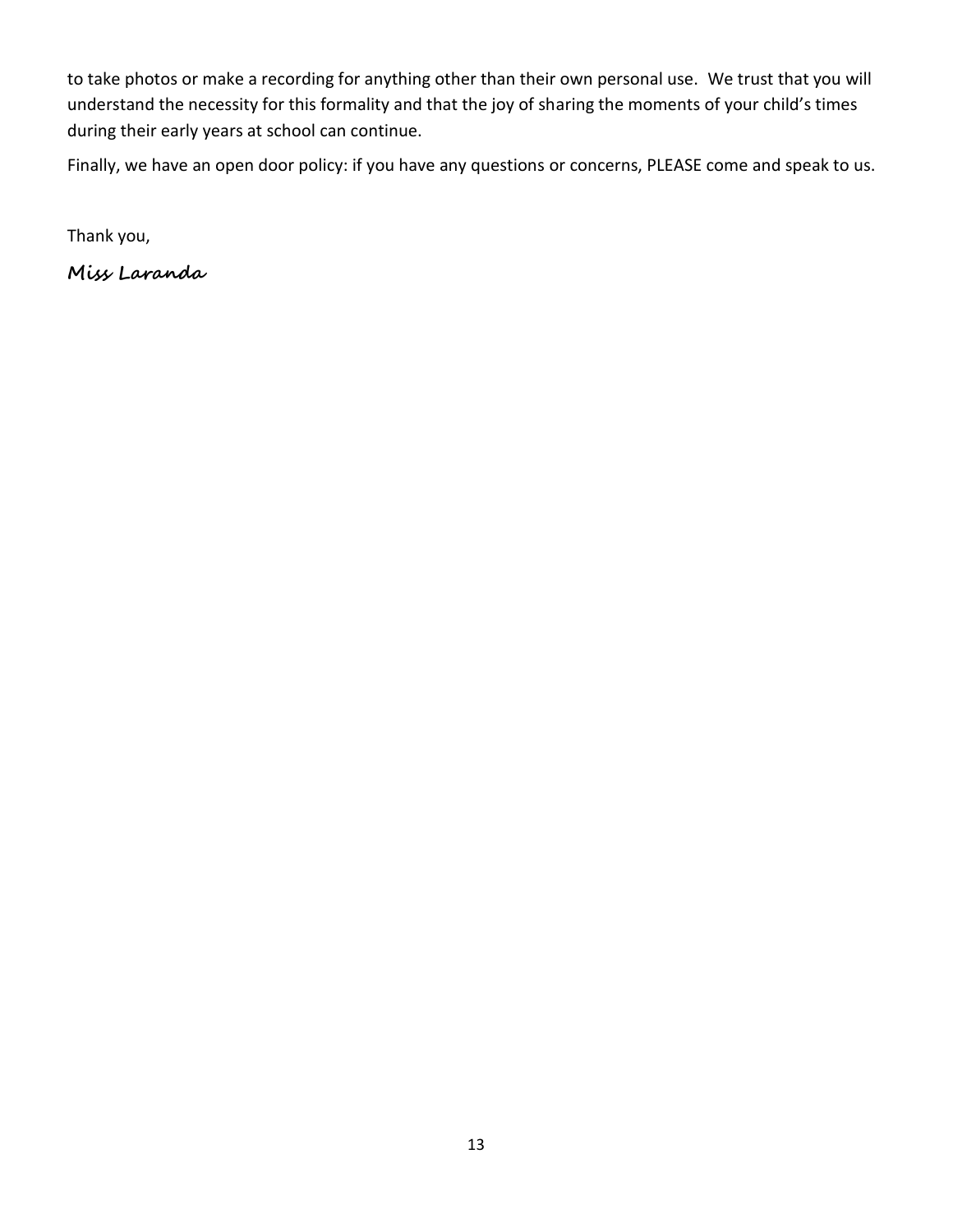to take photos or make a recording for anything other than their own personal use.  We trust that you will understand the necessity for this formality and that the joy of sharing the moments of your child's times during their early years at school can continue.

Finally, we have an open door policy: if you have any questions or concerns, PLEASE come and speak to us.

Thank you,

**Miss Laranda**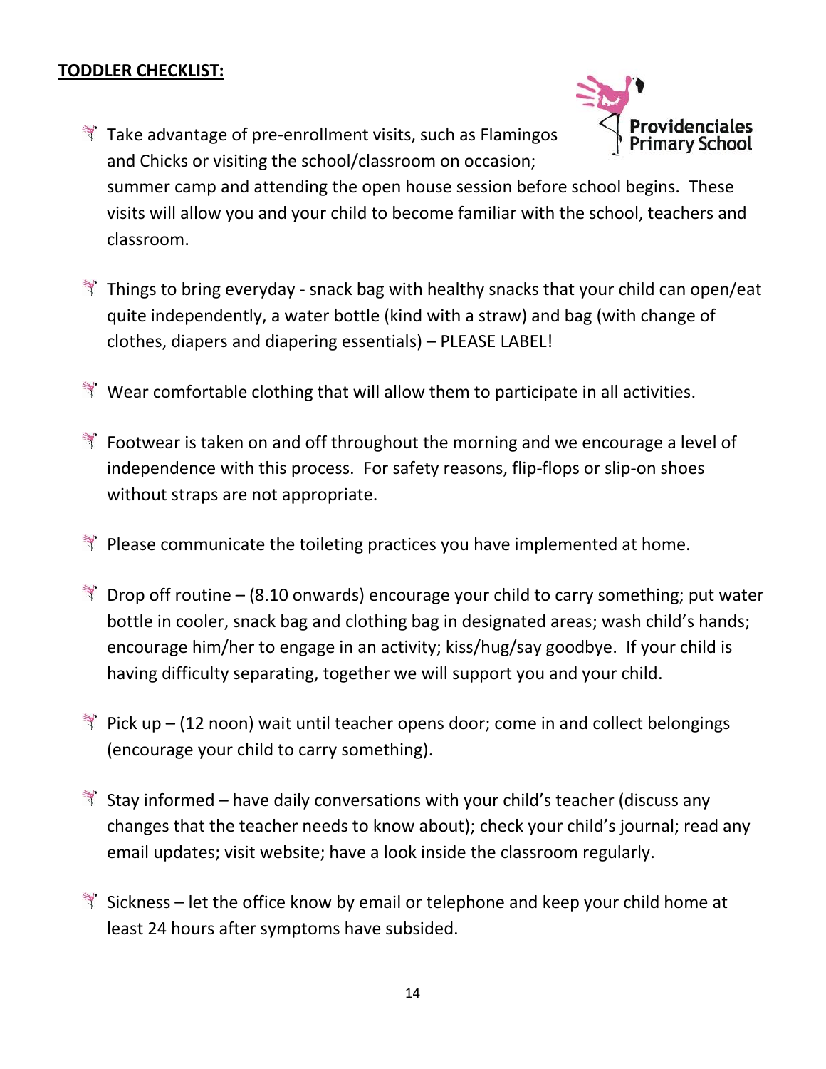**TODDLER CHECKLIST:**

- Take advantage of pre-enrollment visits, such as Flamingos and Chicks or visiting the school/classroom on occasion; summer camp and attending the open house session before school begins. These visits will allow you and your child to become familiar with the school, teachers and classroom.

- Things to bring everyday - snack bag with healthy snacks that your child can open/eat quite independently, a water bottle (kind with a straw) and bag (with change of clothes, diapers and diapering essentials) – PLEASE LABEL!

- Wear comfortable clothing that will allow them to participate in all activities.

- Footwear is taken on and off throughout the morning and we encourage a level of independence with this process. For safety reasons, flip-flops or slip-on shoes without straps are not appropriate.

- Please communicate the toileting practices you have implemented at home.

- Drop off routine – (8.10 onwards) encourage your child to carry something; put water bottle in cooler, snack bag and clothing bag in designated areas; wash child's hands; encourage him/her to engage in an activity; kiss/hug/say goodbye. If your child is having difficulty separating, together we will support you and your child.

- Pick up – (12 noon) wait until teacher opens door; come in and collect belongings (encourage your child to carry something).

- Stay informed – have daily conversations with your child's teacher (discuss any changes that the teacher needs to know about); check your child's journal; read any email updates; visit website; have a look inside the classroom regularly.

- Sickness – let the office know by email or telephone and keep your child home at least 24 hours after symptoms have subsided.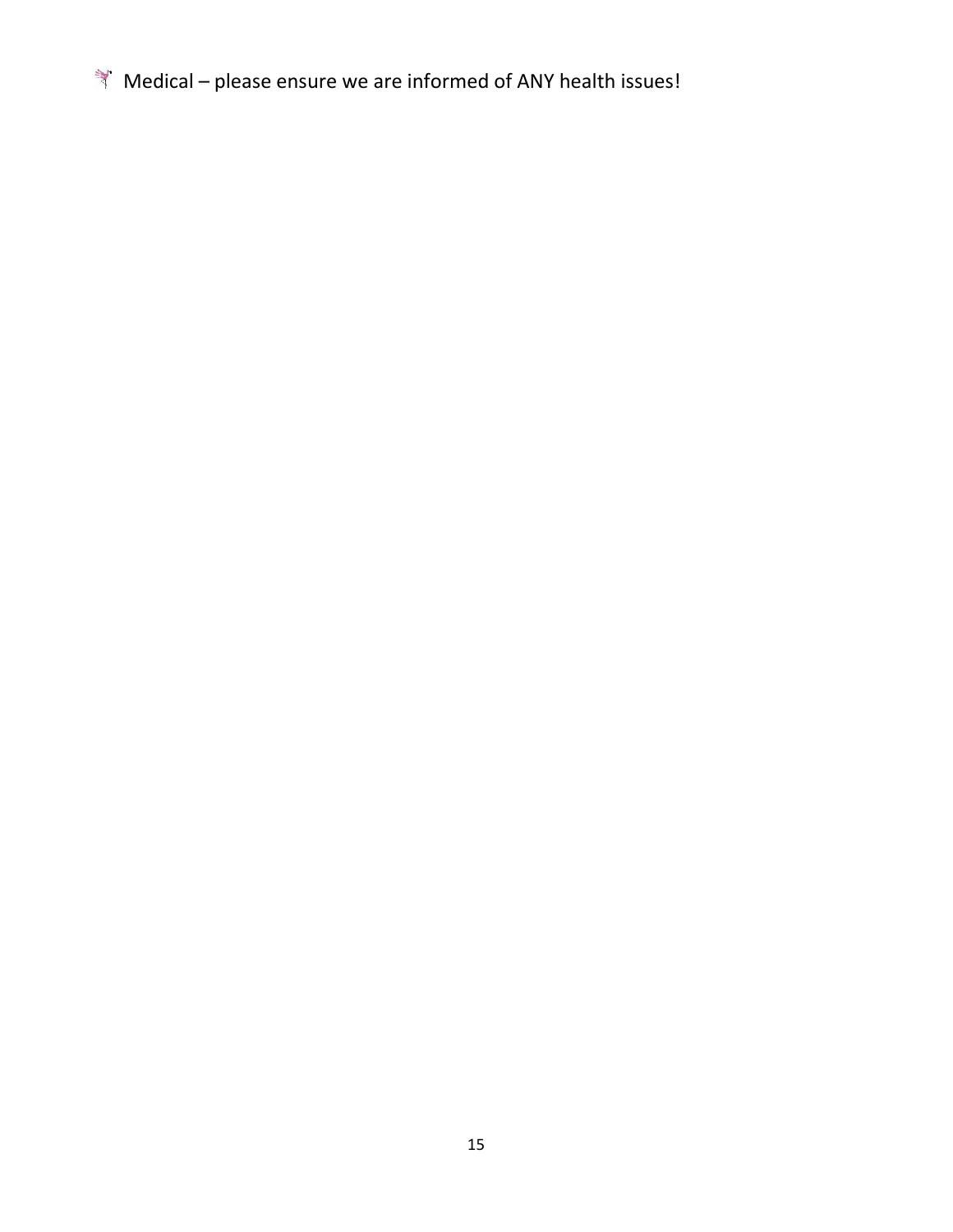- Medical – please ensure we are informed of ANY health issues!